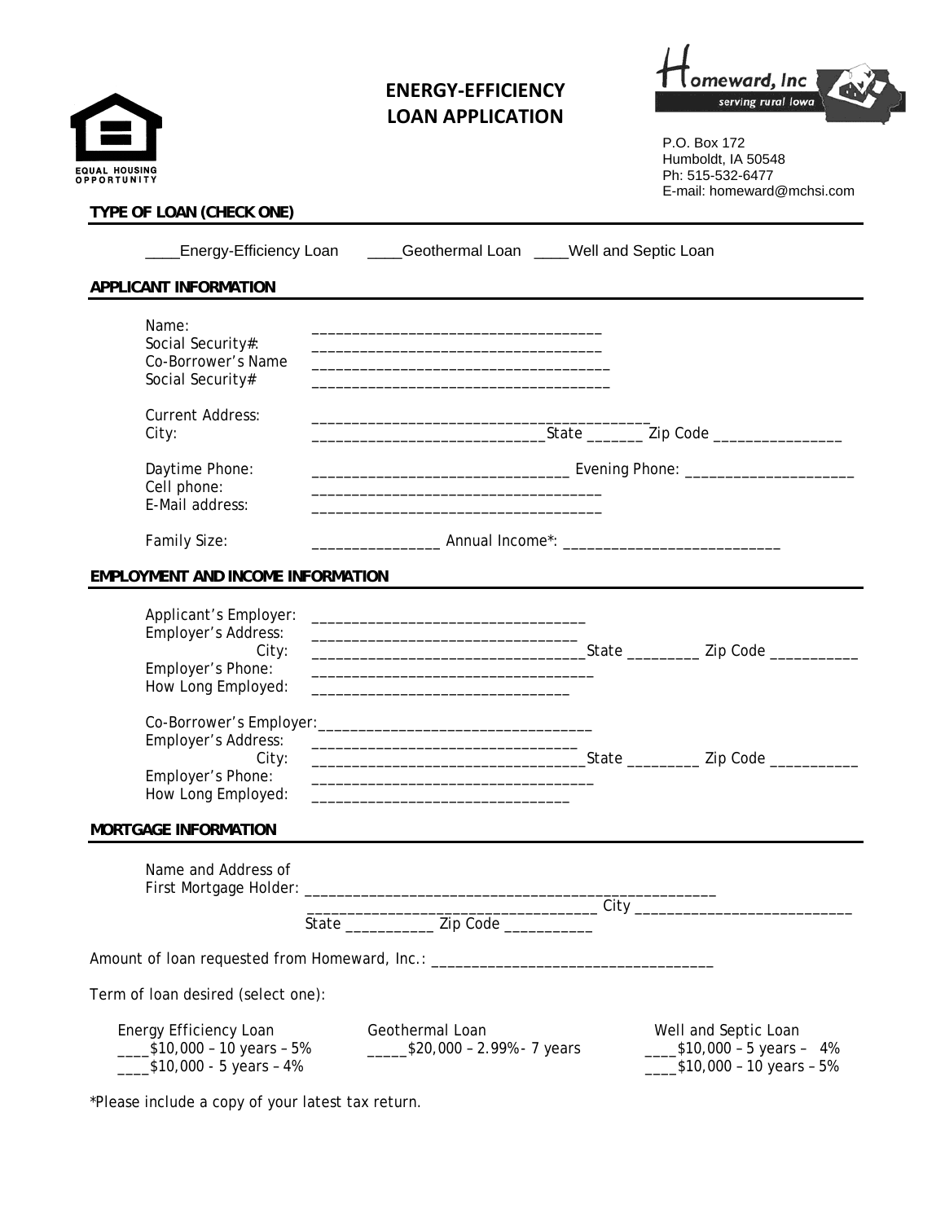# ENERGY-EFFICIENCY LOAN APPLICATION

EQUAL HOUSING OPPORTUNITY

Homeward, Inc
serving rural Iowa

P.O. Box 172
Humboldt, IA 50548
Ph: 515-532-6477
E-mail: homeward@mchsi.com

## TYPE OF LOAN (CHECK ONE)

____Energy-Efficiency Loan ____Geothermal Loan ____Well and Septic Loan

## APPLICANT INFORMATION

Name: ____________________________________
Social Security#: ____________________________________
Co-Borrower's Name ____________________________________
Social Security# ____________________________________

Current Address: ____________________________________________
City: ______________________________State _______ Zip Code ________________

Daytime Phone: ________________________________ Evening Phone: _____________________
Cell phone: ____________________________________
E-Mail address: ____________________________________

Family Size: ________________ Annual Income*: ___________________________

## EMPLOYMENT AND INCOME INFORMATION

Applicant's Employer: __________________________________
Employer's Address: __________________________________
City: __________________________________State _________ Zip Code ___________
Employer's Phone: ___________________________________
How Long Employed: ________________________________

Co-Borrower's Employer:___________________________________
Employer's Address: __________________________________
City: __________________________________State _________ Zip Code ___________
Employer's Phone: ___________________________________
How Long Employed: ________________________________

## MORTGAGE INFORMATION

Name and Address of
First Mortgage Holder: ______________________________________________________
___________________________________ City ____________________________
State ___________ Zip Code ___________

Amount of loan requested from Homeward, Inc.: ___________________________________

Term of loan desired (select one):

Energy Efficiency Loan
____$10,000 – 10 years – 5%
____$10,000 - 5 years – 4%

Geothermal Loan
_____$20,000 – 2.99%- 7 years

Well and Septic Loan
____$10,000 – 5 years – 4%
____$10,000 – 10 years – 5%

*Please include a copy of your latest tax return.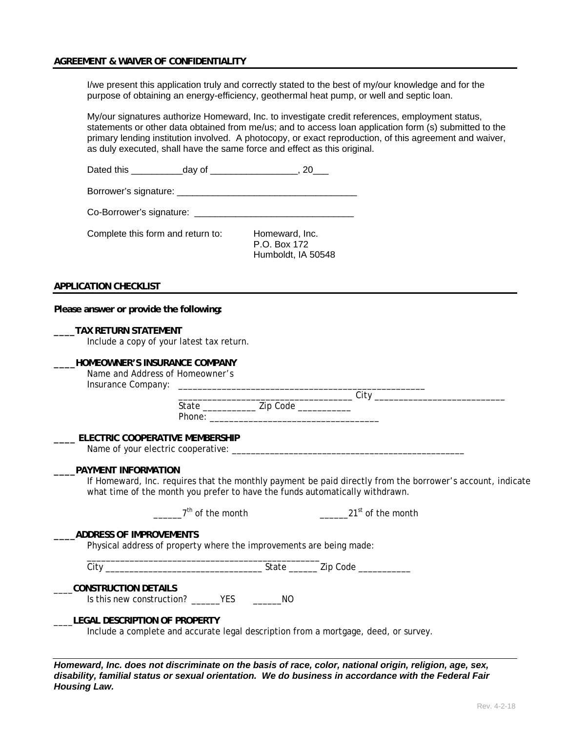## AGREEMENT & WAIVER OF CONFIDENTIALITY

I/we present this application truly and correctly stated to the best of my/our knowledge and for the purpose of obtaining an energy-efficiency, geothermal heat pump, or well and septic loan.

My/our signatures authorize Homeward, Inc. to investigate credit references, employment status, statements or other data obtained from me/us; and to access loan application form (s) submitted to the primary lending institution involved. A photocopy, or exact reproduction, of this agreement and waiver, as duly executed, shall have the same force and effect as this original.

Dated this __________day of _________________, 20___

Borrower's signature: ____________________________________

Co-Borrower's signature: _______________________________

Complete this form and return to: Homeward, Inc.
P.O. Box 172
Humboldt, IA 50548

## APPLICATION CHECKLIST

**Please answer or provide the following:**

____**TAX RETURN STATEMENT**
Include a copy of your latest tax return.

____**HOMEOWNER'S INSURANCE COMPANY**
Name and Address of Homeowner's Insurance Company: ____________________________________________________
___________________________________ City ___________________________
State ___________ Zip Code ___________
Phone: ___________________________________

____ **ELECTRIC COOPERATIVE MEMBERSHIP**
Name of your electric cooperative: __________________________________________________

____**PAYMENT INFORMATION**
If Homeward, Inc. requires that the monthly payment be paid directly from the borrower's account, indicate what time of the month you prefer to have the funds automatically withdrawn.

______7th of the month ______21st of the month

____**ADDRESS OF IMPROVEMENTS**
Physical address of property where the improvements are being made:
_________________________________________________
City _________________________________ State ______ Zip Code ___________

____**CONSTRUCTION DETAILS**
Is this new construction? ______YES ______NO

____**LEGAL DESCRIPTION OF PROPERTY**
Include a complete and accurate legal description from a mortgage, deed, or survey.

***Homeward, Inc. does not discriminate on the basis of race, color, national origin, religion, age, sex, disability, familial status or sexual orientation. We do business in accordance with the Federal Fair Housing Law.***

Rev. 4-2-18